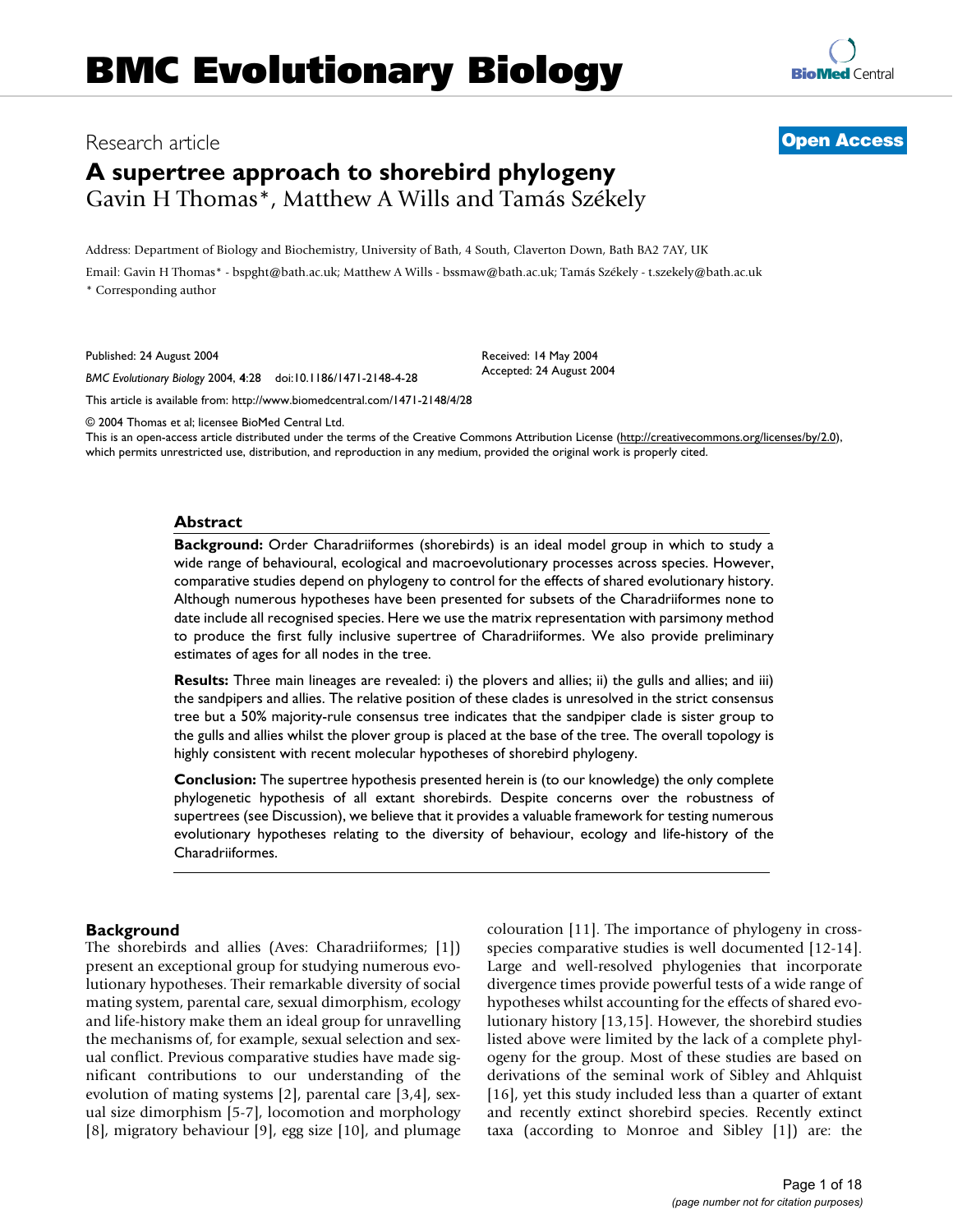# BMC Evolutionary Biology

Research article **Open Access**

## A supertree approach to shorebird phylogeny

Gavin H Thomas*, Matthew A Wills and Tamás Székely

Address: Department of Biology and Biochemistry, University of Bath, 4 South, Claverton Down, Bath BA2 7AY, UK

Email: Gavin H Thomas* - bspght@bath.ac.uk; Matthew A Wills - bssmaw@bath.ac.uk; Tamás Székely - t.szekely@bath.ac.uk

\* Corresponding author

Published: 24 August 2004

*BMC Evolutionary Biology* 2004, **4**:28 doi:10.1186/1471-2148-4-28

Received: 14 May 2004
Accepted: 24 August 2004

This article is available from: http://www.biomedcentral.com/1471-2148/4/28

© 2004 Thomas et al; licensee BioMed Central Ltd.
This is an open-access article distributed under the terms of the Creative Commons Attribution License (http://creativecommons.org/licenses/by/2.0), which permits unrestricted use, distribution, and reproduction in any medium, provided the original work is properly cited.

### Abstract

**Background:** Order Charadriiformes (shorebirds) is an ideal model group in which to study a wide range of behavioural, ecological and macroevolutionary processes across species. However, comparative studies depend on phylogeny to control for the effects of shared evolutionary history. Although numerous hypotheses have been presented for subsets of the Charadriiformes none to date include all recognised species. Here we use the matrix representation with parsimony method to produce the first fully inclusive supertree of Charadriiformes. We also provide preliminary estimates of ages for all nodes in the tree.

**Results:** Three main lineages are revealed: i) the plovers and allies; ii) the gulls and allies; and iii) the sandpipers and allies. The relative position of these clades is unresolved in the strict consensus tree but a 50% majority-rule consensus tree indicates that the sandpiper clade is sister group to the gulls and allies whilst the plover group is placed at the base of the tree. The overall topology is highly consistent with recent molecular hypotheses of shorebird phylogeny.

**Conclusion:** The supertree hypothesis presented herein is (to our knowledge) the only complete phylogenetic hypothesis of all extant shorebirds. Despite concerns over the robustness of supertrees (see Discussion), we believe that it provides a valuable framework for testing numerous evolutionary hypotheses relating to the diversity of behaviour, ecology and life-history of the Charadriiformes.

### Background

The shorebirds and allies (Aves: Charadriiformes; [1]) present an exceptional group for studying numerous evolutionary hypotheses. Their remarkable diversity of social mating system, parental care, sexual dimorphism, ecology and life-history make them an ideal group for unravelling the mechanisms of, for example, sexual selection and sexual conflict. Previous comparative studies have made significant contributions to our understanding of the evolution of mating systems [2], parental care [3,4], sexual size dimorphism [5-7], locomotion and morphology [8], migratory behaviour [9], egg size [10], and plumage colouration [11]. The importance of phylogeny in cross-species comparative studies is well documented [12-14]. Large and well-resolved phylogenies that incorporate divergence times provide powerful tests of a wide range of hypotheses whilst accounting for the effects of shared evolutionary history [13,15]. However, the shorebird studies listed above were limited by the lack of a complete phylogeny for the group. Most of these studies are based on derivations of the seminal work of Sibley and Ahlquist [16], yet this study included less than a quarter of extant and recently extinct shorebird species. Recently extinct taxa (according to Monroe and Sibley [1]) are: the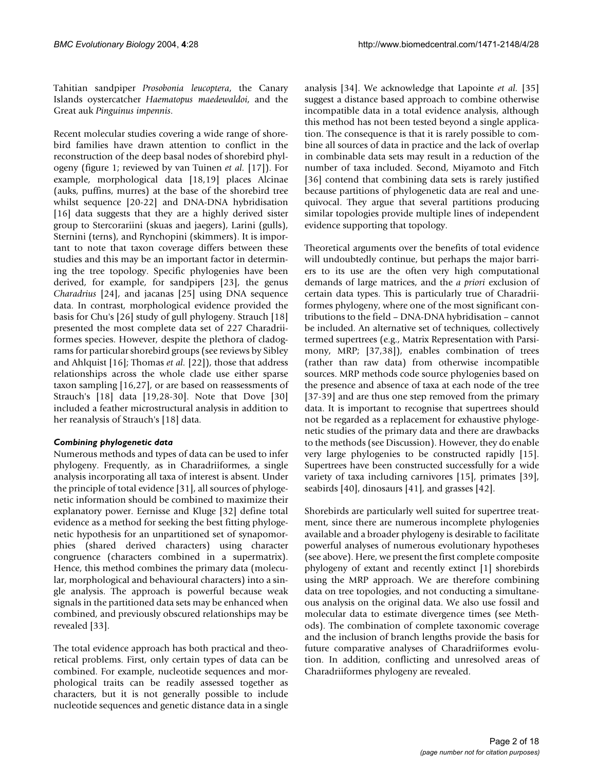Tahitian sandpiper *Prosobonia leucoptera*, the Canary Islands oystercatcher *Haematopus maedewaldoi*, and the Great auk *Pinguinus impennis*.

Recent molecular studies covering a wide range of shorebird families have drawn attention to conflict in the reconstruction of the deep basal nodes of shorebird phylogeny (figure 1; reviewed by van Tuinen *et al.* [17]). For example, morphological data [18,19] places Alcinae (auks, puffins, murres) at the base of the shorebird tree whilst sequence [20-22] and DNA-DNA hybridisation [16] data suggests that they are a highly derived sister group to Stercorariini (skuas and jaegers), Larini (gulls), Sternini (terns), and Rynchopini (skimmers). It is important to note that taxon coverage differs between these studies and this may be an important factor in determining the tree topology. Specific phylogenies have been derived, for example, for sandpipers [23], the genus *Charadrius* [24], and jacanas [25] using DNA sequence data. In contrast, morphological evidence provided the basis for Chu's [26] study of gull phylogeny. Strauch [18] presented the most complete data set of 227 Charadriiformes species. However, despite the plethora of cladograms for particular shorebird groups (see reviews by Sibley and Ahlquist [16]; Thomas *et al.* [22]), those that address relationships across the whole clade use either sparse taxon sampling [16,27], or are based on reassessments of Strauch's [18] data [19,28-30]. Note that Dove [30] included a feather microstructural analysis in addition to her reanalysis of Strauch's [18] data.

### *Combining phylogenetic data*

Numerous methods and types of data can be used to infer phylogeny. Frequently, as in Charadriiformes, a single analysis incorporating all taxa of interest is absent. Under the principle of total evidence [31], all sources of phylogenetic information should be combined to maximize their explanatory power. Eernisse and Kluge [32] define total evidence as a method for seeking the best fitting phylogenetic hypothesis for an unpartitioned set of synapomorphies (shared derived characters) using character congruence (characters combined in a supermatrix). Hence, this method combines the primary data (molecular, morphological and behavioural characters) into a single analysis. The approach is powerful because weak signals in the partitioned data sets may be enhanced when combined, and previously obscured relationships may be revealed [33].

The total evidence approach has both practical and theoretical problems. First, only certain types of data can be combined. For example, nucleotide sequences and morphological traits can be readily assessed together as characters, but it is not generally possible to include nucleotide sequences and genetic distance data in a single analysis [34]. We acknowledge that Lapointe *et al.* [35] suggest a distance based approach to combine otherwise incompatible data in a total evidence analysis, although this method has not been tested beyond a single application. The consequence is that it is rarely possible to combine all sources of data in practice and the lack of overlap in combinable data sets may result in a reduction of the number of taxa included. Second, Miyamoto and Fitch [36] contend that combining data sets is rarely justified because partitions of phylogenetic data are real and unequivocal. They argue that several partitions producing similar topologies provide multiple lines of independent evidence supporting that topology.

Theoretical arguments over the benefits of total evidence will undoubtedly continue, but perhaps the major barriers to its use are the often very high computational demands of large matrices, and the *a priori* exclusion of certain data types. This is particularly true of Charadriiformes phylogeny, where one of the most significant contributions to the field – DNA-DNA hybridisation – cannot be included. An alternative set of techniques, collectively termed supertrees (e.g., Matrix Representation with Parsimony, MRP; [37,38]), enables combination of trees (rather than raw data) from otherwise incompatible sources. MRP methods code source phylogenies based on the presence and absence of taxa at each node of the tree [37-39] and are thus one step removed from the primary data. It is important to recognise that supertrees should not be regarded as a replacement for exhaustive phylogenetic studies of the primary data and there are drawbacks to the methods (see Discussion). However, they do enable very large phylogenies to be constructed rapidly [15]. Supertrees have been constructed successfully for a wide variety of taxa including carnivores [15], primates [39], seabirds [40], dinosaurs [41], and grasses [42].

Shorebirds are particularly well suited for supertree treatment, since there are numerous incomplete phylogenies available and a broader phylogeny is desirable to facilitate powerful analyses of numerous evolutionary hypotheses (see above). Here, we present the first complete composite phylogeny of extant and recently extinct [1] shorebirds using the MRP approach. We are therefore combining data on tree topologies, and not conducting a simultaneous analysis on the original data. We also use fossil and molecular data to estimate divergence times (see Methods). The combination of complete taxonomic coverage and the inclusion of branch lengths provide the basis for future comparative analyses of Charadriiformes evolution. In addition, conflicting and unresolved areas of Charadriiformes phylogeny are revealed.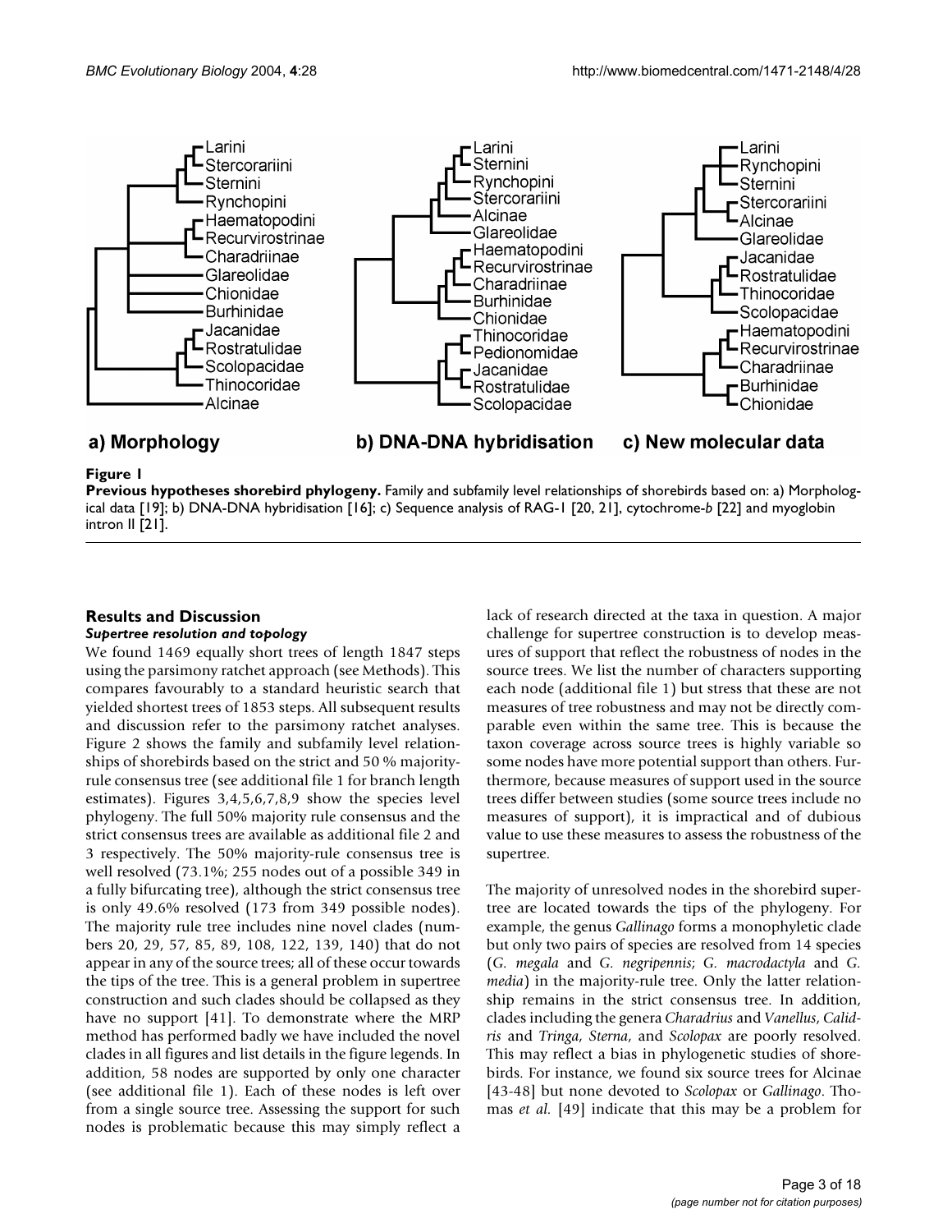**Figure 1**

**Previous hypotheses shorebird phylogeny.** Family and subfamily level relationships of shorebirds based on: a) Morphological data [19]; b) DNA-DNA hybridisation [16]; c) Sequence analysis of RAG-1 [20, 21], cytochrome-*b* [22] and myoglobin intron II [21].

## Results and Discussion

### *Supertree resolution and topology*

We found 1469 equally short trees of length 1847 steps using the parsimony ratchet approach (see Methods). This compares favourably to a standard heuristic search that yielded shortest trees of 1853 steps. All subsequent results and discussion refer to the parsimony ratchet analyses. Figure 2 shows the family and subfamily level relationships of shorebirds based on the strict and 50 % majority-rule consensus tree (see additional file 1 for branch length estimates). Figures 3,4,5,6,7,8,9 show the species level phylogeny. The full 50% majority rule consensus and the strict consensus trees are available as additional file 2 and 3 respectively. The 50% majority-rule consensus tree is well resolved (73.1%; 255 nodes out of a possible 349 in a fully bifurcating tree), although the strict consensus tree is only 49.6% resolved (173 from 349 possible nodes). The majority rule tree includes nine novel clades (numbers 20, 29, 57, 85, 89, 108, 122, 139, 140) that do not appear in any of the source trees; all of these occur towards the tips of the tree. This is a general problem in supertree construction and such clades should be collapsed as they have no support [41]. To demonstrate where the MRP method has performed badly we have included the novel clades in all figures and list details in the figure legends. In addition, 58 nodes are supported by only one character (see additional file 1). Each of these nodes is left over from a single source tree. Assessing the support for such nodes is problematic because this may simply reflect a lack of research directed at the taxa in question. A major challenge for supertree construction is to develop measures of support that reflect the robustness of nodes in the source trees. We list the number of characters supporting each node (additional file 1) but stress that these are not measures of tree robustness and may not be directly comparable even within the same tree. This is because the taxon coverage across source trees is highly variable so some nodes have more potential support than others. Furthermore, because measures of support used in the source trees differ between studies (some source trees include no measures of support), it is impractical and of dubious value to use these measures to assess the robustness of the supertree.

The majority of unresolved nodes in the shorebird supertree are located towards the tips of the phylogeny. For example, the genus *Gallinago* forms a monophyletic clade but only two pairs of species are resolved from 14 species (*G. megala* and *G. negripennis*; *G. macrodactyla* and *G. media*) in the majority-rule tree. Only the latter relationship remains in the strict consensus tree. In addition, clades including the genera *Charadrius* and *Vanellus*, *Calidris* and *Tringa*, *Sterna*, and *Scolopax* are poorly resolved. This may reflect a bias in phylogenetic studies of shorebirds. For instance, we found six source trees for Alcinae [43-48] but none devoted to *Scolopax* or *Gallinago*. Thomas *et al.* [49] indicate that this may be a problem for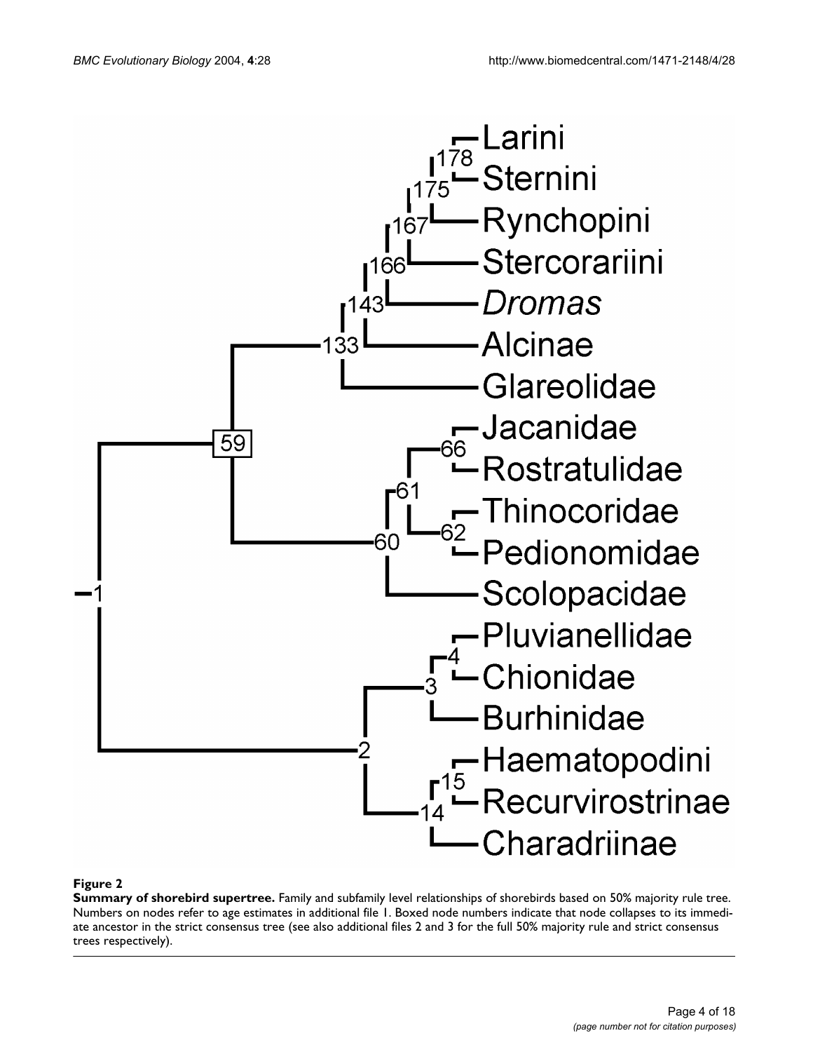**Figure 2**

**Summary of shorebird supertree.** Family and subfamily level relationships of shorebirds based on 50% majority rule tree. Numbers on nodes refer to age estimates in additional file 1. Boxed node numbers indicate that node collapses to its immediate ancestor in the strict consensus tree (see also additional files 2 and 3 for the full 50% majority rule and strict consensus trees respectively).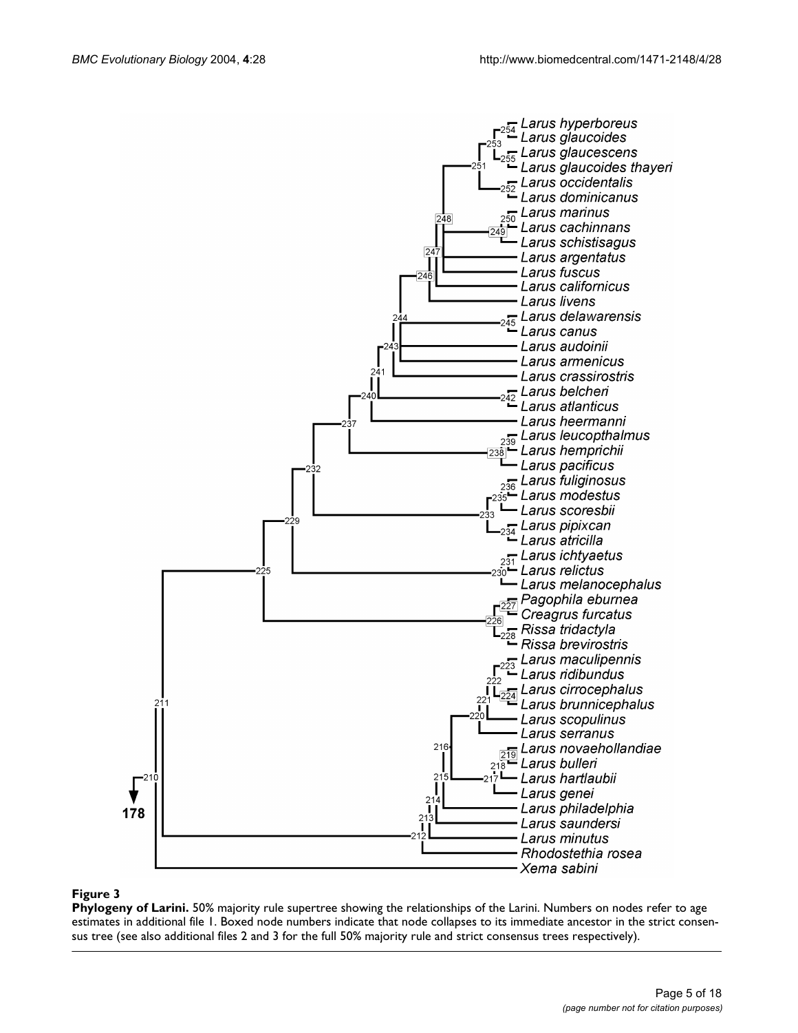**Figure 3**

**Phylogeny of Larini.** 50% majority rule supertree showing the relationships of the Larini. Numbers on nodes refer to age estimates in additional file 1. Boxed node numbers indicate that node collapses to its immediate ancestor in the strict consensus tree (see also additional files 2 and 3 for the full 50% majority rule and strict consensus trees respectively).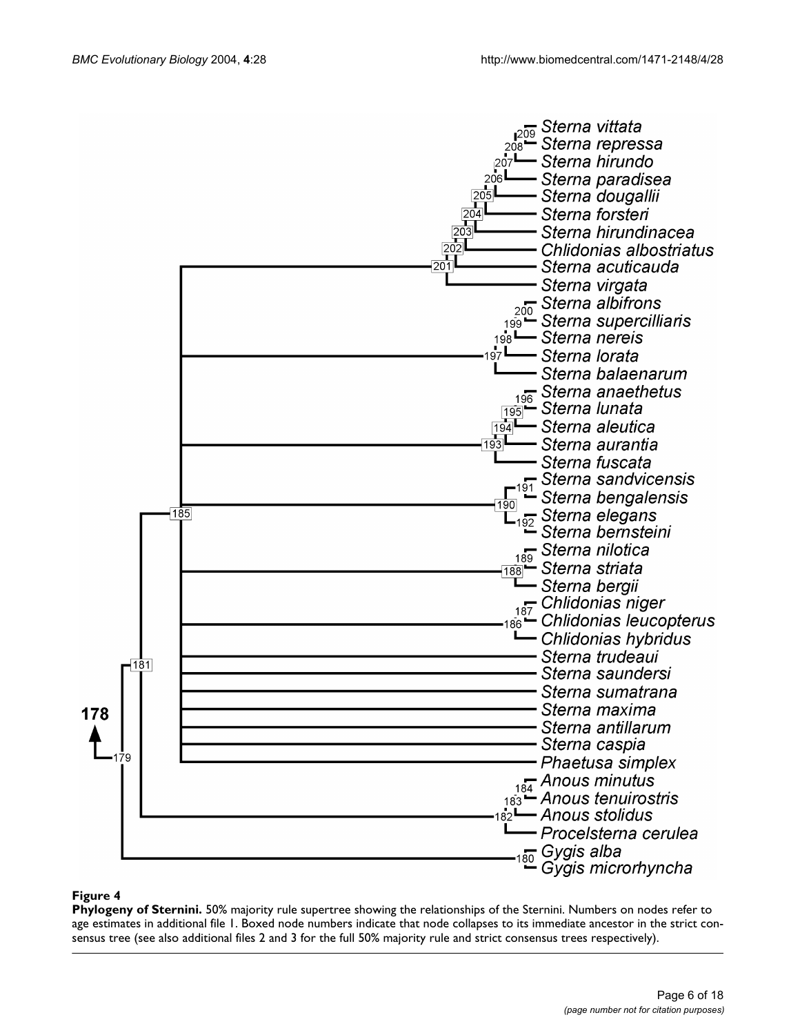**Figure 4**

**Phylogeny of Sternini.** 50% majority rule supertree showing the relationships of the Sternini. Numbers on nodes refer to age estimates in additional file 1. Boxed node numbers indicate that node collapses to its immediate ancestor in the strict consensus tree (see also additional files 2 and 3 for the full 50% majority rule and strict consensus trees respectively).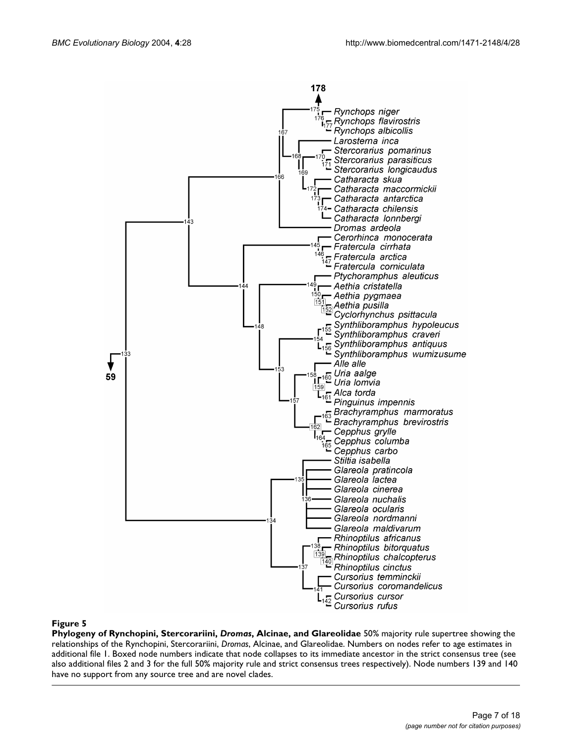**Figure 5**

**Phylogeny of Rynchopini, Stercorariini, *Dromas*, Alcinae, and Glareolidae** 50% majority rule supertree showing the relationships of the Rynchopini, Stercorariini, *Dromas*, Alcinae, and Glareolidae. Numbers on nodes refer to age estimates in additional file 1. Boxed node numbers indicate that node collapses to its immediate ancestor in the strict consensus tree (see also additional files 2 and 3 for the full 50% majority rule and strict consensus trees respectively). Node numbers 139 and 140 have no support from any source tree and are novel clades.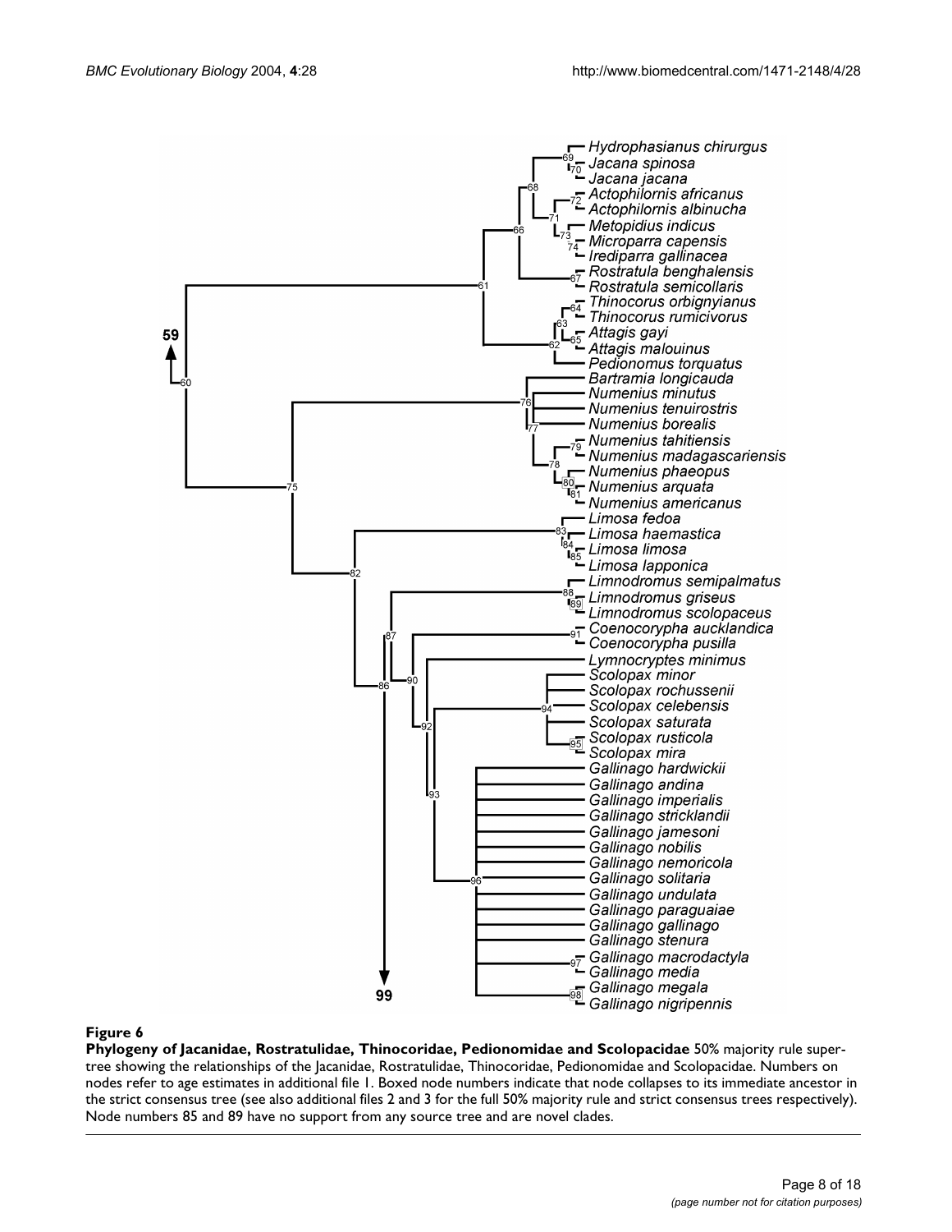**Figure 6**

**Phylogeny of Jacanidae, Rostratulidae, Thinocoridae, Pedionomidae and Scolopacidae** 50% majority rule supertree showing the relationships of the Jacanidae, Rostratulidae, Thinocoridae, Pedionomidae and Scolopacidae. Numbers on nodes refer to age estimates in additional file 1. Boxed node numbers indicate that node collapses to its immediate ancestor in the strict consensus tree (see also additional files 2 and 3 for the full 50% majority rule and strict consensus trees respectively). Node numbers 85 and 89 have no support from any source tree and are novel clades.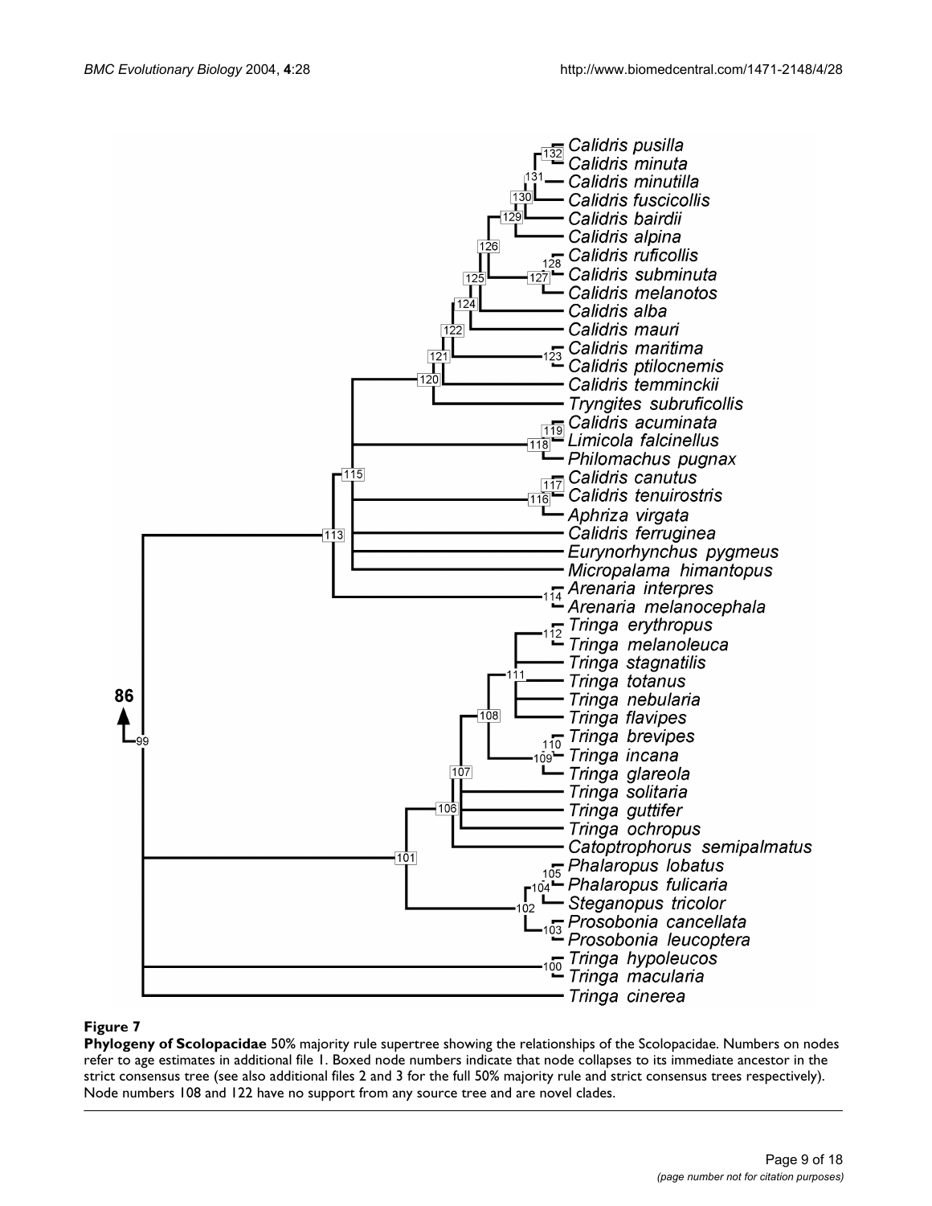**Figure 7**

**Phylogeny of Scolopacidae** 50% majority rule supertree showing the relationships of the Scolopacidae. Numbers on nodes refer to age estimates in additional file 1. Boxed node numbers indicate that node collapses to its immediate ancestor in the strict consensus tree (see also additional files 2 and 3 for the full 50% majority rule and strict consensus trees respectively). Node numbers 108 and 122 have no support from any source tree and are novel clades.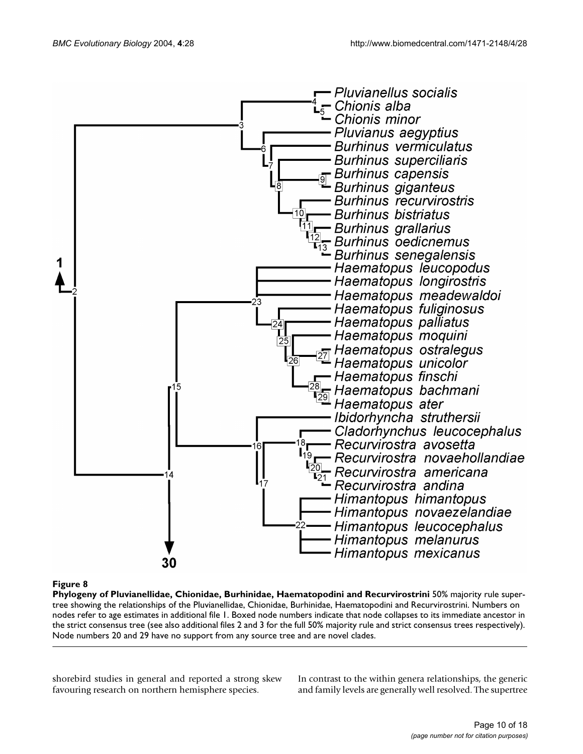**Figure 8**

**Phylogeny of Pluvianellidae, Chionidae, Burhinidae, Haematopodini and Recurvirostrini** 50% majority rule supertree showing the relationships of the Pluvianellidae, Chionidae, Burhinidae, Haematopodini and Recurvirostrini. Numbers on nodes refer to age estimates in additional file 1. Boxed node numbers indicate that node collapses to its immediate ancestor in the strict consensus tree (see also additional files 2 and 3 for the full 50% majority rule and strict consensus trees respectively). Node numbers 20 and 29 have no support from any source tree and are novel clades.

shorebird studies in general and reported a strong skew favouring research on northern hemisphere species.

In contrast to the within genera relationships, the generic and family levels are generally well resolved. The supertree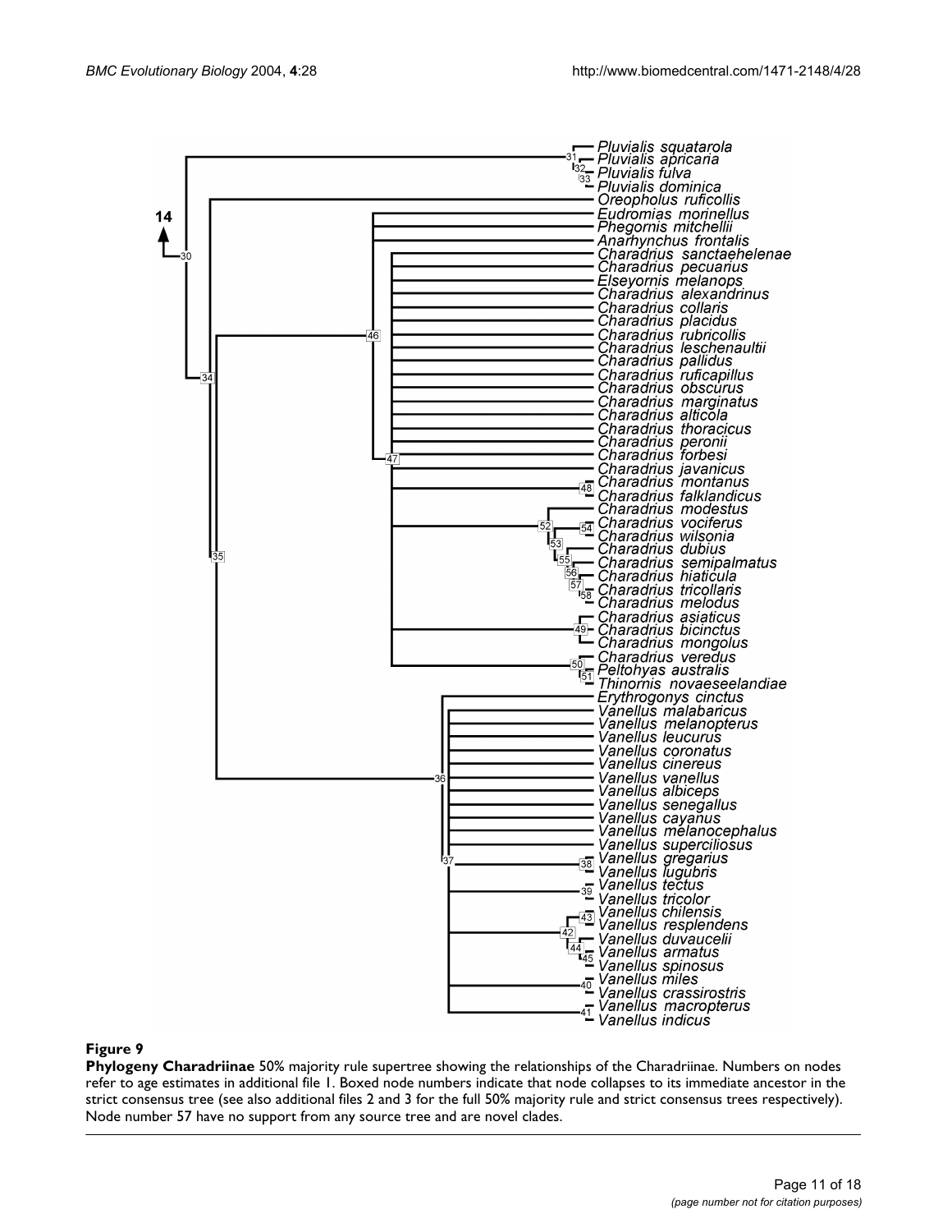**Figure 9**

**Phylogeny Charadriinae** 50% majority rule supertree showing the relationships of the Charadriinae. Numbers on nodes refer to age estimates in additional file 1. Boxed node numbers indicate that node collapses to its immediate ancestor in the strict consensus tree (see also additional files 2 and 3 for the full 50% majority rule and strict consensus trees respectively). Node number 57 have no support from any source tree and are novel clades.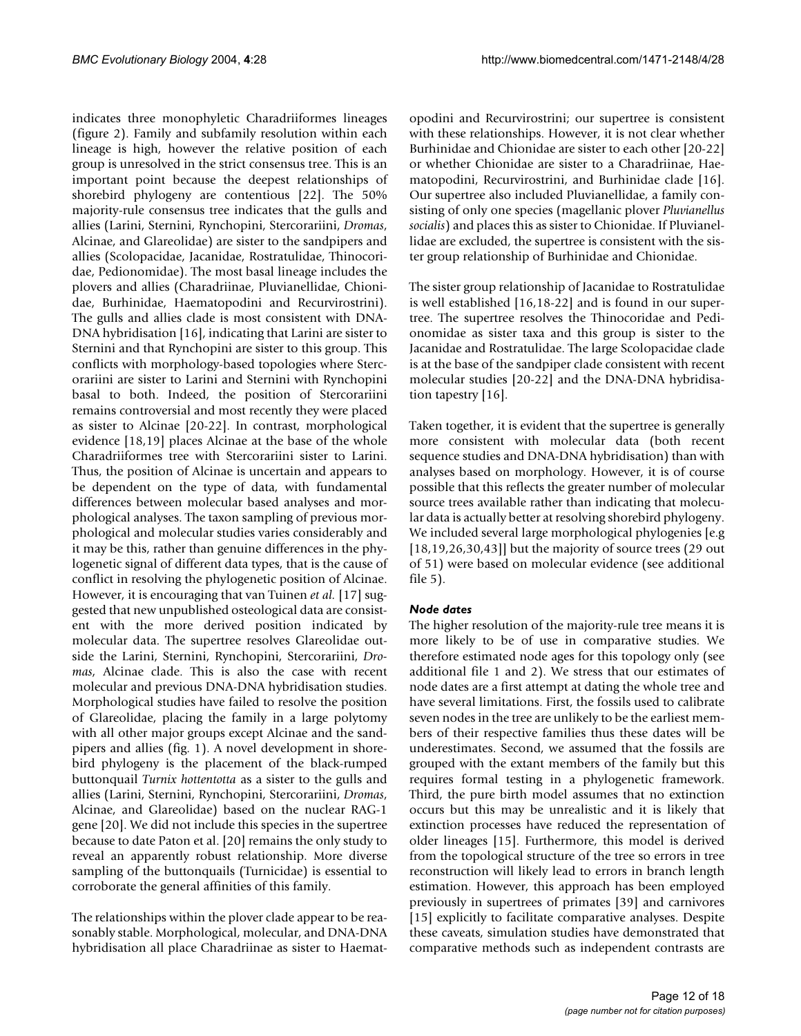indicates three monophyletic Charadriiformes lineages (figure 2). Family and subfamily resolution within each lineage is high, however the relative position of each group is unresolved in the strict consensus tree. This is an important point because the deepest relationships of shorebird phylogeny are contentious [22]. The 50% majority-rule consensus tree indicates that the gulls and allies (Larini, Sternini, Rynchopini, Stercorariini, *Dromas*, Alcinae, and Glareolidae) are sister to the sandpipers and allies (Scolopacidae, Jacanidae, Rostratulidae, Thinocoridae, Pedionomidae). The most basal lineage includes the plovers and allies (Charadriinae, Pluvianellidae, Chionidae, Burhinidae, Haematopodini and Recurvirostrini). The gulls and allies clade is most consistent with DNA-DNA hybridisation [16], indicating that Larini are sister to Sternini and that Rynchopini are sister to this group. This conflicts with morphology-based topologies where Stercorariini are sister to Larini and Sternini with Rynchopini basal to both. Indeed, the position of Stercorariini remains controversial and most recently they were placed as sister to Alcinae [20-22]. In contrast, morphological evidence [18,19] places Alcinae at the base of the whole Charadriiformes tree with Stercorariini sister to Larini. Thus, the position of Alcinae is uncertain and appears to be dependent on the type of data, with fundamental differences between molecular based analyses and morphological analyses. The taxon sampling of previous morphological and molecular studies varies considerably and it may be this, rather than genuine differences in the phylogenetic signal of different data types, that is the cause of conflict in resolving the phylogenetic position of Alcinae. However, it is encouraging that van Tuinen *et al.* [17] suggested that new unpublished osteological data are consistent with the more derived position indicated by molecular data. The supertree resolves Glareolidae outside the Larini, Sternini, Rynchopini, Stercorariini, *Dromas*, Alcinae clade. This is also the case with recent molecular and previous DNA-DNA hybridisation studies. Morphological studies have failed to resolve the position of Glareolidae, placing the family in a large polytomy with all other major groups except Alcinae and the sandpipers and allies (fig. 1). A novel development in shorebird phylogeny is the placement of the black-rumped buttonquail *Turnix hottentotta* as a sister to the gulls and allies (Larini, Sternini, Rynchopini, Stercorariini, *Dromas*, Alcinae, and Glareolidae) based on the nuclear RAG-1 gene [20]. We did not include this species in the supertree because to date Paton et al. [20] remains the only study to reveal an apparently robust relationship. More diverse sampling of the buttonquails (Turnicidae) is essential to corroborate the general affinities of this family.

The relationships within the plover clade appear to be reasonably stable. Morphological, molecular, and DNA-DNA hybridisation all place Charadriinae as sister to Haematopodini and Recurvirostrini; our supertree is consistent with these relationships. However, it is not clear whether Burhinidae and Chionidae are sister to each other [20-22] or whether Chionidae are sister to a Charadriinae, Haematopodini, Recurvirostrini, and Burhinidae clade [16]. Our supertree also included Pluvianellidae, a family consisting of only one species (magellanic plover *Pluvianellus socialis*) and places this as sister to Chionidae. If Pluvianellidae are excluded, the supertree is consistent with the sister group relationship of Burhinidae and Chionidae.

The sister group relationship of Jacanidae to Rostratulidae is well established [16,18-22] and is found in our supertree. The supertree resolves the Thinocoridae and Pedionomidae as sister taxa and this group is sister to the Jacanidae and Rostratulidae. The large Scolopacidae clade is at the base of the sandpiper clade consistent with recent molecular studies [20-22] and the DNA-DNA hybridisation tapestry [16].

Taken together, it is evident that the supertree is generally more consistent with molecular data (both recent sequence studies and DNA-DNA hybridisation) than with analyses based on morphology. However, it is of course possible that this reflects the greater number of molecular source trees available rather than indicating that molecular data is actually better at resolving shorebird phylogeny. We included several large morphological phylogenies [e.g [18,19,26,30,43]] but the majority of source trees (29 out of 51) were based on molecular evidence (see additional file 5).

### *Node dates*

The higher resolution of the majority-rule tree means it is more likely to be of use in comparative studies. We therefore estimated node ages for this topology only (see additional file 1 and 2). We stress that our estimates of node dates are a first attempt at dating the whole tree and have several limitations. First, the fossils used to calibrate seven nodes in the tree are unlikely to be the earliest members of their respective families thus these dates will be underestimates. Second, we assumed that the fossils are grouped with the extant members of the family but this requires formal testing in a phylogenetic framework. Third, the pure birth model assumes that no extinction occurs but this may be unrealistic and it is likely that extinction processes have reduced the representation of older lineages [15]. Furthermore, this model is derived from the topological structure of the tree so errors in tree reconstruction will likely lead to errors in branch length estimation. However, this approach has been employed previously in supertrees of primates [39] and carnivores [15] explicitly to facilitate comparative analyses. Despite these caveats, simulation studies have demonstrated that comparative methods such as independent contrasts are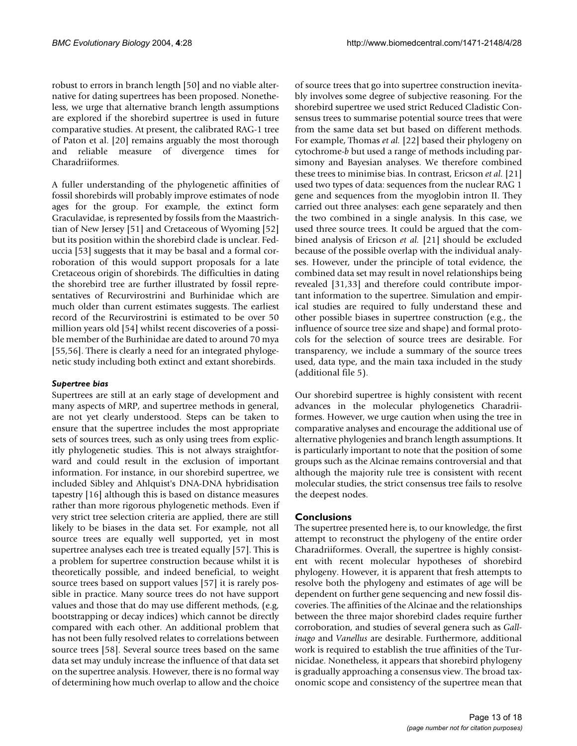robust to errors in branch length [50] and no viable alternative for dating supertrees has been proposed. Nonetheless, we urge that alternative branch length assumptions are explored if the shorebird supertree is used in future comparative studies. At present, the calibrated RAG-1 tree of Paton et al. [20] remains arguably the most thorough and reliable measure of divergence times for Charadriiformes.

A fuller understanding of the phylogenetic affinities of fossil shorebirds will probably improve estimates of node ages for the group. For example, the extinct form Graculavidae, is represented by fossils from the Maastrichtian of New Jersey [51] and Cretaceous of Wyoming [52] but its position within the shorebird clade is unclear. Feduccia [53] suggests that it may be basal and a formal corroboration of this would support proposals for a late Cretaceous origin of shorebirds. The difficulties in dating the shorebird tree are further illustrated by fossil representatives of Recurvirostrini and Burhinidae which are much older than current estimates suggests. The earliest record of the Recurvirostrini is estimated to be over 50 million years old [54] whilst recent discoveries of a possible member of the Burhinidae are dated to around 70 mya [55,56]. There is clearly a need for an integrated phylogenetic study including both extinct and extant shorebirds.

### *Supertree bias*

Supertrees are still at an early stage of development and many aspects of MRP, and supertree methods in general, are not yet clearly understood. Steps can be taken to ensure that the supertree includes the most appropriate sets of sources trees, such as only using trees from explicitly phylogenetic studies. This is not always straightforward and could result in the exclusion of important information. For instance, in our shorebird supertree, we included Sibley and Ahlquist's DNA-DNA hybridisation tapestry [16] although this is based on distance measures rather than more rigorous phylogenetic methods. Even if very strict tree selection criteria are applied, there are still likely to be biases in the data set. For example, not all source trees are equally well supported, yet in most supertree analyses each tree is treated equally [57]. This is a problem for supertree construction because whilst it is theoretically possible, and indeed beneficial, to weight source trees based on support values [57] it is rarely possible in practice. Many source trees do not have support values and those that do may use different methods, (e.g, bootstrapping or decay indices) which cannot be directly compared with each other. An additional problem that has not been fully resolved relates to correlations between source trees [58]. Several source trees based on the same data set may unduly increase the influence of that data set on the supertree analysis. However, there is no formal way of determining how much overlap to allow and the choice of source trees that go into supertree construction inevitably involves some degree of subjective reasoning. For the shorebird supertree we used strict Reduced Cladistic Consensus trees to summarise potential source trees that were from the same data set but based on different methods. For example, Thomas *et al.* [22] based their phylogeny on cytochrome-*b* but used a range of methods including parsimony and Bayesian analyses. We therefore combined these trees to minimise bias. In contrast, Ericson *et al.* [21] used two types of data: sequences from the nuclear RAG 1 gene and sequences from the myoglobin intron II. They carried out three analyses: each gene separately and then the two combined in a single analysis. In this case, we used three source trees. It could be argued that the combined analysis of Ericson *et al.* [21] should be excluded because of the possible overlap with the individual analyses. However, under the principle of total evidence, the combined data set may result in novel relationships being revealed [31,33] and therefore could contribute important information to the supertree. Simulation and empirical studies are required to fully understand these and other possible biases in supertree construction (e.g., the influence of source tree size and shape) and formal protocols for the selection of source trees are desirable. For transparency, we include a summary of the source trees used, data type, and the main taxa included in the study (additional file 5).

Our shorebird supertree is highly consistent with recent advances in the molecular phylogenetics Charadriiformes. However, we urge caution when using the tree in comparative analyses and encourage the additional use of alternative phylogenies and branch length assumptions. It is particularly important to note that the position of some groups such as the Alcinae remains controversial and that although the majority rule tree is consistent with recent molecular studies, the strict consensus tree fails to resolve the deepest nodes.

## Conclusions

The supertree presented here is, to our knowledge, the first attempt to reconstruct the phylogeny of the entire order Charadriiformes. Overall, the supertree is highly consistent with recent molecular hypotheses of shorebird phylogeny. However, it is apparent that fresh attempts to resolve both the phylogeny and estimates of age will be dependent on further gene sequencing and new fossil discoveries. The affinities of the Alcinae and the relationships between the three major shorebird clades require further corroboration, and studies of several genera such as *Gallinago* and *Vanellus* are desirable. Furthermore, additional work is required to establish the true affinities of the Turnicidae. Nonetheless, it appears that shorebird phylogeny is gradually approaching a consensus view. The broad taxonomic scope and consistency of the supertree mean that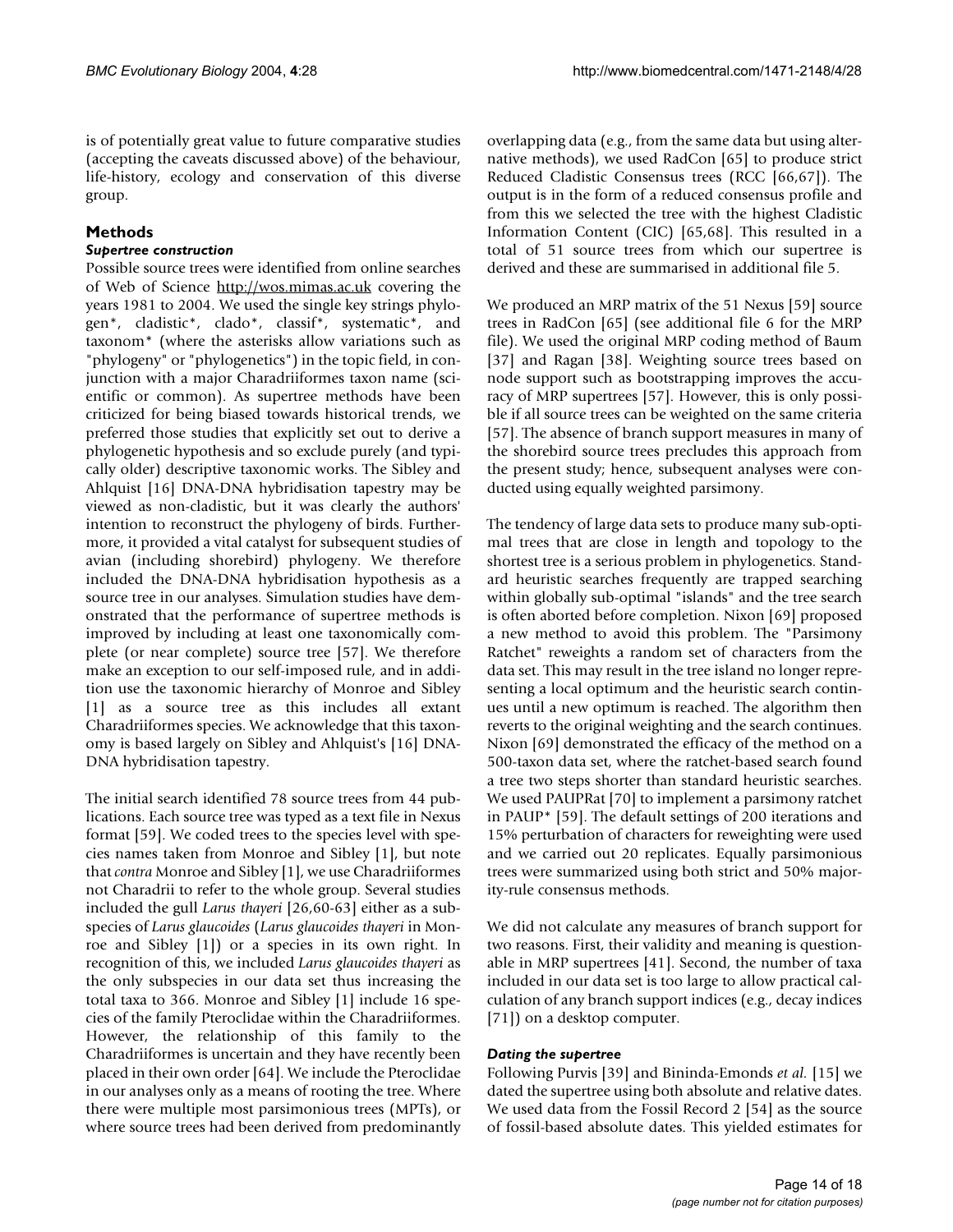is of potentially great value to future comparative studies (accepting the caveats discussed above) of the behaviour, life-history, ecology and conservation of this diverse group.

## Methods

### *Supertree construction*

Possible source trees were identified from online searches of Web of Science http://wos.mimas.ac.uk covering the years 1981 to 2004. We used the single key strings phylogen*, cladistic*, clado*, classif*, systematic*, and taxonom* (where the asterisks allow variations such as "phylogeny" or "phylogenetics") in the topic field, in conjunction with a major Charadriiformes taxon name (scientific or common). As supertree methods have been criticized for being biased towards historical trends, we preferred those studies that explicitly set out to derive a phylogenetic hypothesis and so exclude purely (and typically older) descriptive taxonomic works. The Sibley and Ahlquist [16] DNA-DNA hybridisation tapestry may be viewed as non-cladistic, but it was clearly the authors' intention to reconstruct the phylogeny of birds. Furthermore, it provided a vital catalyst for subsequent studies of avian (including shorebird) phylogeny. We therefore included the DNA-DNA hybridisation hypothesis as a source tree in our analyses. Simulation studies have demonstrated that the performance of supertree methods is improved by including at least one taxonomically complete (or near complete) source tree [57]. We therefore make an exception to our self-imposed rule, and in addition use the taxonomic hierarchy of Monroe and Sibley [1] as a source tree as this includes all extant Charadriiformes species. We acknowledge that this taxonomy is based largely on Sibley and Ahlquist's [16] DNA-DNA hybridisation tapestry.

The initial search identified 78 source trees from 44 publications. Each source tree was typed as a text file in Nexus format [59]. We coded trees to the species level with species names taken from Monroe and Sibley [1], but note that *contra* Monroe and Sibley [1], we use Charadriiformes not Charadrii to refer to the whole group. Several studies included the gull *Larus thayeri* [26,60-63] either as a subspecies of *Larus glaucoides* (*Larus glaucoides thayeri* in Monroe and Sibley [1]) or a species in its own right. In recognition of this, we included *Larus glaucoides thayeri* as the only subspecies in our data set thus increasing the total taxa to 366. Monroe and Sibley [1] include 16 species of the family Pteroclidae within the Charadriiformes. However, the relationship of this family to the Charadriiformes is uncertain and they have recently been placed in their own order [64]. We include the Pteroclidae in our analyses only as a means of rooting the tree. Where there were multiple most parsimonious trees (MPTs), or where source trees had been derived from predominantly overlapping data (e.g., from the same data but using alternative methods), we used RadCon [65] to produce strict Reduced Cladistic Consensus trees (RCC [66,67]). The output is in the form of a reduced consensus profile and from this we selected the tree with the highest Cladistic Information Content (CIC) [65,68]. This resulted in a total of 51 source trees from which our supertree is derived and these are summarised in additional file 5.

We produced an MRP matrix of the 51 Nexus [59] source trees in RadCon [65] (see additional file 6 for the MRP file). We used the original MRP coding method of Baum [37] and Ragan [38]. Weighting source trees based on node support such as bootstrapping improves the accuracy of MRP supertrees [57]. However, this is only possible if all source trees can be weighted on the same criteria [57]. The absence of branch support measures in many of the shorebird source trees precludes this approach from the present study; hence, subsequent analyses were conducted using equally weighted parsimony.

The tendency of large data sets to produce many sub-optimal trees that are close in length and topology to the shortest tree is a serious problem in phylogenetics. Standard heuristic searches frequently are trapped searching within globally sub-optimal "islands" and the tree search is often aborted before completion. Nixon [69] proposed a new method to avoid this problem. The "Parsimony Ratchet" reweights a random set of characters from the data set. This may result in the tree island no longer representing a local optimum and the heuristic search continues until a new optimum is reached. The algorithm then reverts to the original weighting and the search continues. Nixon [69] demonstrated the efficacy of the method on a 500-taxon data set, where the ratchet-based search found a tree two steps shorter than standard heuristic searches. We used PAUPRat [70] to implement a parsimony ratchet in PAUP* [59]. The default settings of 200 iterations and 15% perturbation of characters for reweighting were used and we carried out 20 replicates. Equally parsimonious trees were summarized using both strict and 50% majority-rule consensus methods.

We did not calculate any measures of branch support for two reasons. First, their validity and meaning is questionable in MRP supertrees [41]. Second, the number of taxa included in our data set is too large to allow practical calculation of any branch support indices (e.g., decay indices [71]) on a desktop computer.

### *Dating the supertree*

Following Purvis [39] and Bininda-Emonds *et al.* [15] we dated the supertree using both absolute and relative dates. We used data from the Fossil Record 2 [54] as the source of fossil-based absolute dates. This yielded estimates for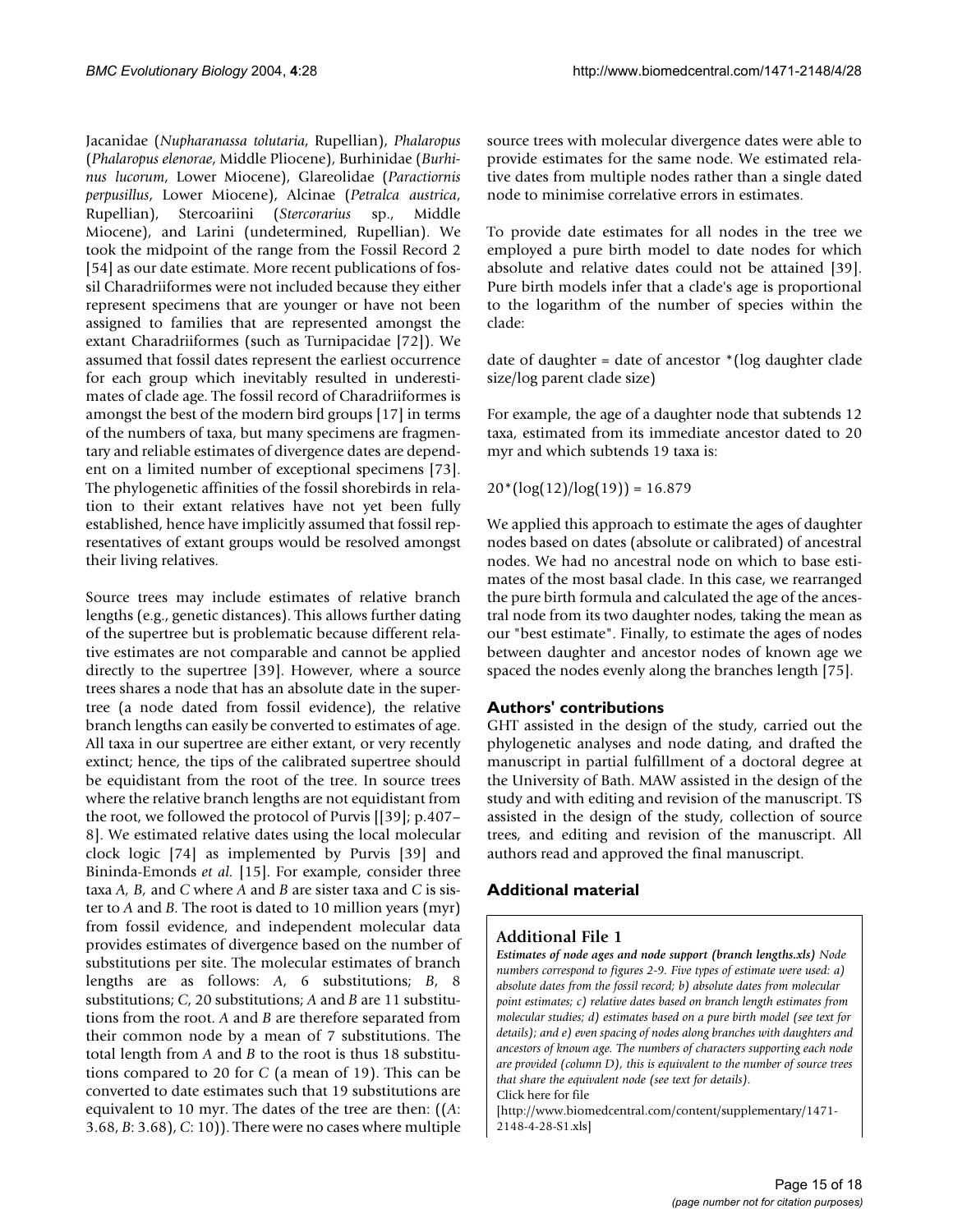Jacanidae (*Nupharanassa tolutaria*, Rupellian), *Phalaropus* (*Phalaropus elenorae*, Middle Pliocene), Burhinidae (*Burhinus lucorum*, Lower Miocene), Glareolidae (*Paractiornis perpusillus*, Lower Miocene), Alcinae (*Petralca austrica*, Rupellian), Stercoariini (*Stercorarius* sp., Middle Miocene), and Larini (undetermined, Rupellian). We took the midpoint of the range from the Fossil Record 2 [54] as our date estimate. More recent publications of fossil Charadriiformes were not included because they either represent specimens that are younger or have not been assigned to families that are represented amongst the extant Charadriiformes (such as Turnipacidae [72]). We assumed that fossil dates represent the earliest occurrence for each group which inevitably resulted in underestimates of clade age. The fossil record of Charadriiformes is amongst the best of the modern bird groups [17] in terms of the numbers of taxa, but many specimens are fragmentary and reliable estimates of divergence dates are dependent on a limited number of exceptional specimens [73]. The phylogenetic affinities of the fossil shorebirds in relation to their extant relatives have not yet been fully established, hence have implicitly assumed that fossil representatives of extant groups would be resolved amongst their living relatives.

Source trees may include estimates of relative branch lengths (e.g., genetic distances). This allows further dating of the supertree but is problematic because different relative estimates are not comparable and cannot be applied directly to the supertree [39]. However, where a source trees shares a node that has an absolute date in the supertree (a node dated from fossil evidence), the relative branch lengths can easily be converted to estimates of age. All taxa in our supertree are either extant, or very recently extinct; hence, the tips of the calibrated supertree should be equidistant from the root of the tree. In source trees where the relative branch lengths are not equidistant from the root, we followed the protocol of Purvis [[39]; p.407–8]. We estimated relative dates using the local molecular clock logic [74] as implemented by Purvis [39] and Bininda-Emonds *et al.* [15]. For example, consider three taxa *A*, *B*, and *C* where *A* and *B* are sister taxa and *C* is sister to *A* and *B*. The root is dated to 10 million years (myr) from fossil evidence, and independent molecular data provides estimates of divergence based on the number of substitutions per site. The molecular estimates of branch lengths are as follows: *A*, 6 substitutions; *B*, 8 substitutions; *C*, 20 substitutions; *A* and *B* are 11 substitutions from the root. *A* and *B* are therefore separated from their common node by a mean of 7 substitutions. The total length from *A* and *B* to the root is thus 18 substitutions compared to 20 for *C* (a mean of 19). This can be converted to date estimates such that 19 substitutions are equivalent to 10 myr. The dates of the tree are then: ((*A*: 3.68, *B*: 3.68), *C*: 10)). There were no cases where multiple source trees with molecular divergence dates were able to provide estimates for the same node. We estimated relative dates from multiple nodes rather than a single dated node to minimise correlative errors in estimates.

To provide date estimates for all nodes in the tree we employed a pure birth model to date nodes for which absolute and relative dates could not be attained [39]. Pure birth models infer that a clade's age is proportional to the logarithm of the number of species within the clade:

date of daughter = date of ancestor *(log daughter clade size/log parent clade size)

For example, the age of a daughter node that subtends 12 taxa, estimated from its immediate ancestor dated to 20 myr and which subtends 19 taxa is:

$20*(\log(12)/\log(19)) = 16.879$

We applied this approach to estimate the ages of daughter nodes based on dates (absolute or calibrated) of ancestral nodes. We had no ancestral node on which to base estimates of the most basal clade. In this case, we rearranged the pure birth formula and calculated the age of the ancestral node from its two daughter nodes, taking the mean as our "best estimate". Finally, to estimate the ages of nodes between daughter and ancestor nodes of known age we spaced the nodes evenly along the branches length [75].

## Authors' contributions

GHT assisted in the design of the study, carried out the phylogenetic analyses and node dating, and drafted the manuscript in partial fulfillment of a doctoral degree at the University of Bath. MAW assisted in the design of the study and with editing and revision of the manuscript. TS assisted in the design of the study, collection of source trees, and editing and revision of the manuscript. All authors read and approved the final manuscript.

## Additional material

### Additional File 1

***Estimates of node ages and node support (branch lengths.xls)*** *Node numbers correspond to figures 2-9. Five types of estimate were used: a) absolute dates from the fossil record; b) absolute dates from molecular point estimates; c) relative dates based on branch length estimates from molecular studies; d) estimates based on a pure birth model (see text for details); and e) even spacing of nodes along branches with daughters and ancestors of known age. The numbers of characters supporting each node are provided (column D), this is equivalent to the number of source trees that share the equivalent node (see text for details).*

Click here for file

[http://www.biomedcentral.com/content/supplementary/1471-2148-4-28-S1.xls]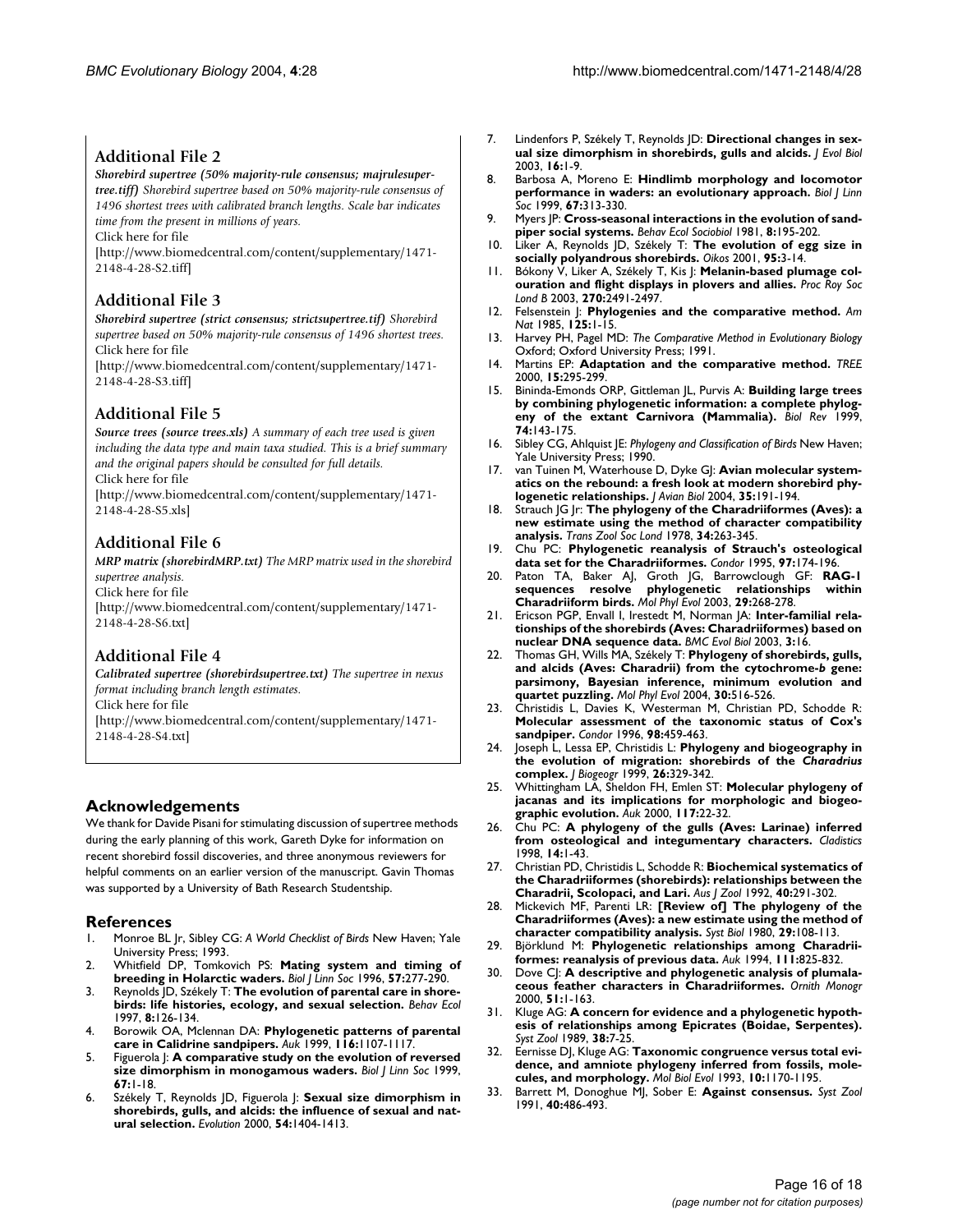### Additional File 2

***Shorebird supertree (50% majority-rule consensus; majrulesupertree.tiff)*** *Shorebird supertree based on 50% majority-rule consensus of 1496 shortest trees with calibrated branch lengths. Scale bar indicates time from the present in millions of years.*
Click here for file
[http://www.biomedcentral.com/content/supplementary/1471-2148-4-28-S2.tiff]

### Additional File 3

***Shorebird supertree (strict consensus; strictsupertree.tif)*** *Shorebird supertree based on 50% majority-rule consensus of 1496 shortest trees.*
Click here for file
[http://www.biomedcentral.com/content/supplementary/1471-2148-4-28-S3.tiff]

### Additional File 5

***Source trees (source trees.xls)*** *A summary of each tree used is given including the data type and main taxa studied. This is a brief summary and the original papers should be consulted for full details.*
Click here for file
[http://www.biomedcentral.com/content/supplementary/1471-2148-4-28-S5.xls]

### Additional File 6

***MRP matrix (shorebirdMRP.txt)*** *The MRP matrix used in the shorebird supertree analysis.*
Click here for file
[http://www.biomedcentral.com/content/supplementary/1471-2148-4-28-S6.txt]

### Additional File 4

***Calibrated supertree (shorebirdsupertree.txt)*** *The supertree in nexus format including branch length estimates.*
Click here for file
[http://www.biomedcentral.com/content/supplementary/1471-2148-4-28-S4.txt]

## Acknowledgements

We thank for Davide Pisani for stimulating discussion of supertree methods during the early planning of this work, Gareth Dyke for information on recent shorebird fossil discoveries, and three anonymous reviewers for helpful comments on an earlier version of the manuscript. Gavin Thomas was supported by a University of Bath Research Studentship.

## References

1. Monroe BL Jr, Sibley CG: *A World Checklist of Birds* New Haven; Yale University Press; 1993.
2. Whitfield DP, Tomkovich PS: **Mating system and timing of breeding in Holarctic waders.** *Biol J Linn Soc* 1996, **57:**277-290.
3. Reynolds JD, Székely T: **The evolution of parental care in shorebirds: life histories, ecology, and sexual selection.** *Behav Ecol* 1997, **8:**126-134.
4. Borowik OA, Mclennan DA: **Phylogenetic patterns of parental care in Calidrine sandpipers.** *Auk* 1999, **116:**1107-1117.
5. Figuerola J: **A comparative study on the evolution of reversed size dimorphism in monogamous waders.** *Biol J Linn Soc* 1999, **67:**1-18.
6. Székely T, Reynolds JD, Figuerola J: **Sexual size dimorphism in shorebirds, gulls, and alcids: the influence of sexual and natural selection.** *Evolution* 2000, **54:**1404-1413.
7. Lindenfors P, Székely T, Reynolds JD: **Directional changes in sexual size dimorphism in shorebirds, gulls and alcids.** *J Evol Biol* 2003, **16:**1-9.
8. Barbosa A, Moreno E: **Hindlimb morphology and locomotor performance in waders: an evolutionary approach.** *Biol J Linn Soc* 1999, **67:**313-330.
9. Myers JP: **Cross-seasonal interactions in the evolution of sandpiper social systems.** *Behav Ecol Sociobiol* 1981, **8:**195-202.
10. Liker A, Reynolds JD, Székely T: **The evolution of egg size in socially polyandrous shorebirds.** *Oikos* 2001, **95:**3-14.
11. Bókony V, Liker A, Székely T, Kis J: **Melanin-based plumage colouration and flight displays in plovers and allies.** *Proc Roy Soc Lond B* 2003, **270:**2491-2497.
12. Felsenstein J: **Phylogenies and the comparative method.** *Am Nat* 1985, **125:**1-15.
13. Harvey PH, Pagel MD: *The Comparative Method in Evolutionary Biology* Oxford; Oxford University Press; 1991.
14. Martins EP: **Adaptation and the comparative method.** *TREE* 2000, **15:**295-299.
15. Bininda-Emonds ORP, Gittleman JL, Purvis A: **Building large trees by combining phylogenetic information: a complete phylogeny of the extant Carnivora (Mammalia).** *Biol Rev* 1999, **74:**143-175.
16. Sibley CG, Ahlquist JE: *Phylogeny and Classification of Birds* New Haven; Yale University Press; 1990.
17. van Tuinen M, Waterhouse D, Dyke GJ: **Avian molecular systematics on the rebound: a fresh look at modern shorebird phylogenetic relationships.** *J Avian Biol* 2004, **35:**191-194.
18. Strauch JG Jr: **The phylogeny of the Charadriiformes (Aves): a new estimate using the method of character compatibility analysis.** *Trans Zool Soc Lond* 1978, **34:**263-345.
19. Chu PC: **Phylogenetic reanalysis of Strauch's osteological data set for the Charadriiformes.** *Condor* 1995, **97:**174-196.
20. Paton TA, Baker AJ, Groth JG, Barrowclough GF: **RAG-1 sequences resolve phylogenetic relationships within Charadriiform birds.** *Mol Phyl Evol* 2003, **29:**268-278.
21. Ericson PGP, Envall I, Irestedt M, Norman JA: **Inter-familial relationships of the shorebirds (Aves: Charadriiformes) based on nuclear DNA sequence data.** *BMC Evol Biol* 2003, **3:**16.
22. Thomas GH, Wills MA, Székely T: **Phylogeny of shorebirds, gulls, and alcids (Aves: Charadrii) from the cytochrome-*b* gene: parsimony, Bayesian inference, minimum evolution and quartet puzzling.** *Mol Phyl Evol* 2004, **30:**516-526.
23. Christidis L, Davies K, Westerman M, Christian PD, Schodde R: **Molecular assessment of the taxonomic status of Cox's sandpiper.** *Condor* 1996, **98:**459-463.
24. Joseph L, Lessa EP, Christidis L: **Phylogeny and biogeography in the evolution of migration: shorebirds of the *Charadrius* complex.** *J Biogeogr* 1999, **26:**329-342.
25. Whittingham LA, Sheldon FH, Emlen ST: **Molecular phylogeny of jacanas and its implications for morphologic and biogeographic evolution.** *Auk* 2000, **117:**22-32.
26. Chu PC: **A phylogeny of the gulls (Aves: Larinae) inferred from osteological and integumentary characters.** *Cladistics* 1998, **14:**1-43.
27. Christian PD, Christidis L, Schodde R: **Biochemical systematics of the Charadriiformes (shorebirds): relationships between the Charadrii, Scolopaci, and Lari.** *Aus J Zool* 1992, **40:**291-302.
28. Mickevich MF, Parenti LR: **[Review of] The phylogeny of the Charadriiformes (Aves): a new estimate using the method of character compatibility analysis.** *Syst Biol* 1980, **29:**108-113.
29. Björklund M: **Phylogenetic relationships among Charadriiformes: reanalysis of previous data.** *Auk* 1994, **111:**825-832.
30. Dove CJ: **A descriptive and phylogenetic analysis of plumalaceous feather characters in Charadriiformes.** *Ornith Monogr* 2000, **51:**1-163.
31. Kluge AG: **A concern for evidence and a phylogenetic hypothesis of relationships among Epicrates (Boidae, Serpentes).** *Syst Zool* 1989, **38:**7-25.
32. Eernisse DJ, Kluge AG: **Taxonomic congruence versus total evidence, and amniote phylogeny inferred from fossils, molecules, and morphology.** *Mol Biol Evol* 1993, **10:**1170-1195.
33. Barrett M, Donoghue MJ, Sober E: **Against consensus.** *Syst Zool* 1991, **40:**486-493.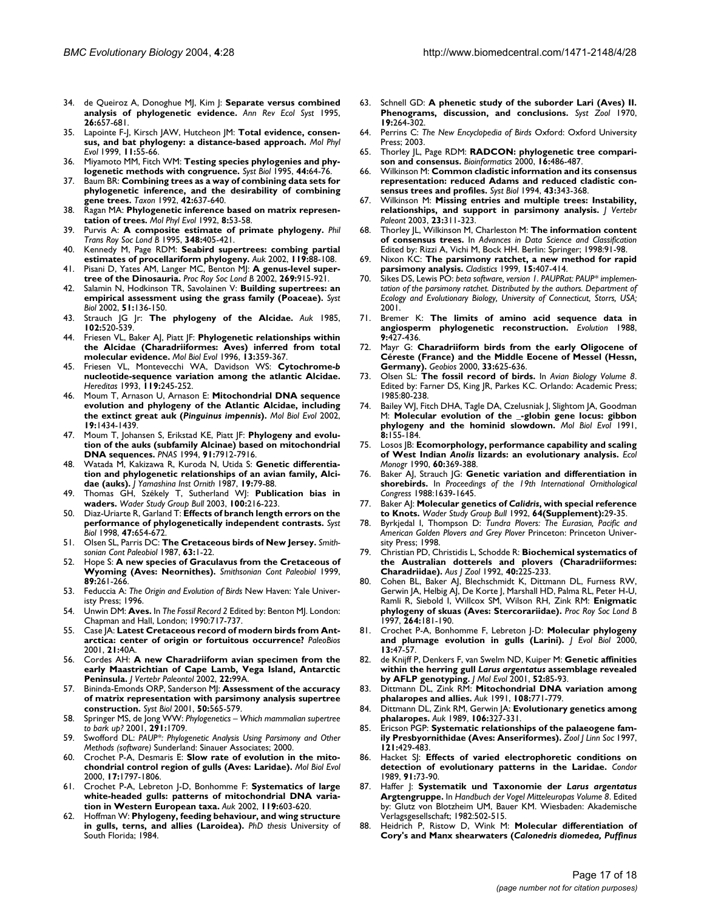34. de Queiroz A, Donoghue MJ, Kim J: **Separate versus combined analysis of phylogenetic evidence.** *Ann Rev Ecol Syst* 1995, **26:**657-681.
35. Lapointe F-J, Kirsch JAW, Hutcheon JM: **Total evidence, consensus, and bat phylogeny: a distance-based approach.** *Mol Phyl Evol* 1999, **11:**55-66.
36. Miyamoto MM, Fitch WM: **Testing species phylogenies and phylogenetic methods with congruence.** *Syst Biol* 1995, **44:**64-76.
37. Baum BR: **Combining trees as a way of combining data sets for phylogenetic inference, and the desirability of combining gene trees.** *Taxon* 1992, **42:**637-640.
38. Ragan MA: **Phylogenetic inference based on matrix representation of trees.** *Mol Phyl Evol* 1992, **8:**53-58.
39. Purvis A: **A composite estimate of primate phylogeny.** *Phil Trans Roy Soc Lond B* 1995, **348:**405-421.
40. Kennedy M, Page RDM: **Seabird supertrees: combing partial estimates of procellariform phylogeny.** *Auk* 2002, **119:**88-108.
41. Pisani D, Yates AM, Langer MC, Benton MJ: **A genus-level supertree of the Dinosauria.** *Proc Roy Soc Lond B* 2002, **269:**915-921.
42. Salamin N, Hodkinson TR, Savolainen V: **Building supertrees: an empirical assessment using the grass family (Poaceae).** *Syst Biol* 2002, **51:**136-150.
43. Strauch JG Jr: **The phylogeny of the Alcidae.** *Auk* 1985, **102:**520-539.
44. Friesen VL, Baker AJ, Piatt JF: **Phylogenetic relationships within the Alcidae (Charadriiformes: Aves) inferred from total molecular evidence.** *Mol Biol Evol* 1996, **13:**359-367.
45. Friesen VL, Montevecchi WA, Davidson WS: **Cytochrome-*b* nucleotide-sequence variation among the atlantic Alcidae.** *Hereditas* 1993, **119:**245-252.
46. Moum T, Arnason U, Arnason E: **Mitochondrial DNA sequence evolution and phylogeny of the Atlantic Alcidae, including the extinct great auk (*Pinguinus impennis*).** *Mol Biol Evol* 2002, **19:**1434-1439.
47. Moum T, Johansen S, Erikstad KE, Piatt JF: **Phylogeny and evolution of the auks (subfamily Alcinae) based on mitochondrial DNA sequences.** *PNAS* 1994, **91:**7912-7916.
48. Watada M, Kakizawa R, Kuroda N, Utida S: **Genetic differentiation and phylogenetic relationships of an avian family, Alcidae (auks).** *J Yamashina Inst Ornith* 1987, **19:**79-88.
49. Thomas GH, Székely T, Sutherland WJ: **Publication bias in waders.** *Wader Study Group Bull* 2003, **100:**216-223.
50. Diaz-Uriarte R, Garland T: **Effects of branch length errors on the performance of phylogenetically independent contrasts.** *Syst Biol* 1998, **47:**654-672.
51. Olsen SL, Parris DC: **The Cretaceous birds of New Jersey.** *Smithsonian Cont Paleobiol* 1987, **63:**1-22.
52. Hope S: **A new species of Graculavus from the Cretaceous of Wyoming (Aves: Neornithes).** *Smithsonian Cont Paleobiol* 1999, **89:**261-266.
53. Feduccia A: *The Origin and Evolution of Birds* New Haven: Yale Universty Press; 1996.
54. Unwin DM: **Aves.** In *The Fossil Record 2* Edited by: Benton MJ. London: Chapman and Hall, London; 1990:717-737.
55. Case JA: **Latest Cretaceous record of modern birds from Antarctica: center of origin or fortuitous occurrence?** *PaleoBios* 2001, **21:**40A.
56. Cordes AH: **A new Charadriiform avian specimen from the early Maastrichtian of Cape Lamb, Vega Island, Antarctic Peninsula.** *J Vertebr Paleontol* 2002, **22:**99A.
57. Bininda-Emonds ORP, Sanderson MJ: **Assessment of the accuracy of matrix representation with parsimony analysis supertree construction.** *Syst Biol* 2001, **50:**565-579.
58. Springer MS, de Jong WW: *Phylogenetics – Which mammalian supertree to bark up?* 2001, **291:**1709.
59. Swofford DL: *PAUP\*: Phylogenetic Analysis Using Parsimony and Other Methods (software)* Sunderland: Sinauer Associates; 2000.
60. Crochet P-A, Desmaris E: **Slow rate of evolution in the mitochondrial control region of gulls (Aves: Laridae).** *Mol Biol Evol* 2000, **17:**1797-1806.
61. Crochet P-A, Lebreton J-D, Bonhomme F: **Systematics of large white-headed gulls: patterns of mitochondrial DNA variation in Western European taxa.** *Auk* 2002, **119:**603-620.
62. Hoffman W: **Phylogeny, feeding behaviour, and wing structure in gulls, terns, and allies (Laroidea).** *PhD thesis* University of South Florida; 1984.
63. Schnell GD: **A phenetic study of the suborder Lari (Aves) II. Phenograms, discussion, and conclusions.** *Syst Zool* 1970, **19:**264-302.
64. Perrins C: *The New Encyclopedia of Birds* Oxford: Oxford University Press; 2003.
65. Thorley JL, Page RDM: **RADCON: phylogenetic tree comparison and consensus.** *Bioinformatics* 2000, **16:**486-487.
66. Wilkinson M: **Common cladistic information and its consensus representation: reduced Adams and reduced cladistic consensus trees and profiles.** *Syst Biol* 1994, **43:**343-368.
67. Wilkinson M: **Missing entries and multiple trees: Instability, relationships, and support in parsimony analysis.** *J Vertebr Paleont* 2003, **23:**311-323.
68. Thorley JL, Wilkinson M, Charleston M: **The information content of consensus trees.** In *Advances in Data Science and Classification* Edited by: Rizzi A, Vichi M, Bock HH. Berlin: Springer; 1998:91-98.
69. Nixon KC: **The parsimony ratchet, a new method for rapid parsimony analysis.** *Cladistics* 1999, **15:**407-414.
70. Sikes DS, Lewis PO: *beta software, version 1. PAUPRat: PAUP\* implementation of the parsimony ratchet. Distributed by the authors. Department of Ecology and Evolutionary Biology, University of Connecticut, Storrs, USA;* 2001.
71. Bremer K: **The limits of amino acid sequence data in angiosperm phylogenetic reconstruction.** *Evolution* 1988, **9:**427-436.
72. Mayr G: **Charadriiform birds from the early Oligocene of Céreste (France) and the Middle Eocene of Messel (Hessn, Germany).** *Geobios* 2000, **33:**625-636.
73. Olsen SL: **The fossil record of birds.** In *Avian Biology Volume 8*. Edited by: Farner DS, King JR, Parkes KC. Orlando: Academic Press; 1985:80-238.
74. Bailey WJ, Fitch DHA, Tagle DA, Czelusniak J, Slightom JA, Goodman M: **Molecular evolution of the _-globin gene locus: gibbon phylogeny and the hominid slowdown.** *Mol Biol Evol* 1991, **8:**155-184.
75. Losos JB: **Ecomorphology, performance capability and scaling of West Indian *Anolis* lizards: an evolutionary analysis.** *Ecol Monogr* 1990, **60:**369-388.
76. Baker AJ, Strauch JG: **Genetic variation and differentiation in shorebirds.** In *Proceedings of the 19th International Ornithological Congress* 1988:1639-1645.
77. Baker AJ: **Molecular genetics of *Calidris*, with special reference to Knots.** *Wader Study Group Bull* 1992, **64(Supplement):**29-35.
78. Byrkjedal I, Thompson D: *Tundra Plovers: The Eurasian, Pacific and American Golden Plovers and Grey Plover* Princeton: Princeton University Press; 1998.
79. Christian PD, Christidis L, Schodde R: **Biochemical systematics of the Australian dotterels and plovers (Charadriiformes: Charadriidae).** *Aus J Zool* 1992, **40:**225-233.
80. Cohen BL, Baker AJ, Blechschmidt K, Dittmann DL, Furness RW, Gerwin JA, Helbig AJ, De Korte J, Marshall HD, Palma RL, Peter H-U, Ramli R, Siebold I, Willcox SM, Wilson RH, Zink RM: **Enigmatic phylogeny of skuas (Aves: Stercorariidae).** *Proc Roy Soc Lond B* 1997, **264:**181-190.
81. Crochet P-A, Bonhomme F, Lebreton J-D: **Molecular phylogeny and plumage evolution in gulls (Larini).** *J Evol Biol* 2000, **13:**47-57.
82. de Knijff P, Denkers F, van Swelm ND, Kuiper M: **Genetic affinities within the herring gull *Larus argentatus* assemblage revealed by AFLP genotyping.** *J Mol Evol* 2001, **52:**85-93.
83. Dittmann DL, Zink RM: **Mitochondrial DNA variation among phalaropes and allies.** *Auk* 1991, **108:**771-779.
84. Dittmann DL, Zink RM, Gerwin JA: **Evolutionary genetics among phalaropes.** *Auk* 1989, **106:**327-331.
85. Ericson PGP: **Systematic relationships of the palaeogene family Presbyornithidae (Aves: Anseriformes).** *Zool J Linn Soc* 1997, **121:**429-483.
86. Hacket SJ: **Effects of varied electrophoretic conditions on detection of evolutionary patterns in the Laridae.** *Condor* 1989, **91:**73-90.
87. Haffer J: **Systematik und Taxonomie der *Larus argentatus* Argtengruppe.** In *Handbuch der Vogel Mitteleuropas Volume 8*. Edited by: Glutz von Blotzheim UM, Bauer KM. Wiesbaden: Akademische Verlagsgesellschaft; 1982:502-515.
88. Heidrich P, Ristow D, Wink M: **Molecular differentiation of Cory's and Manx shearwaters (*Calonedris diomedea, Puffinus*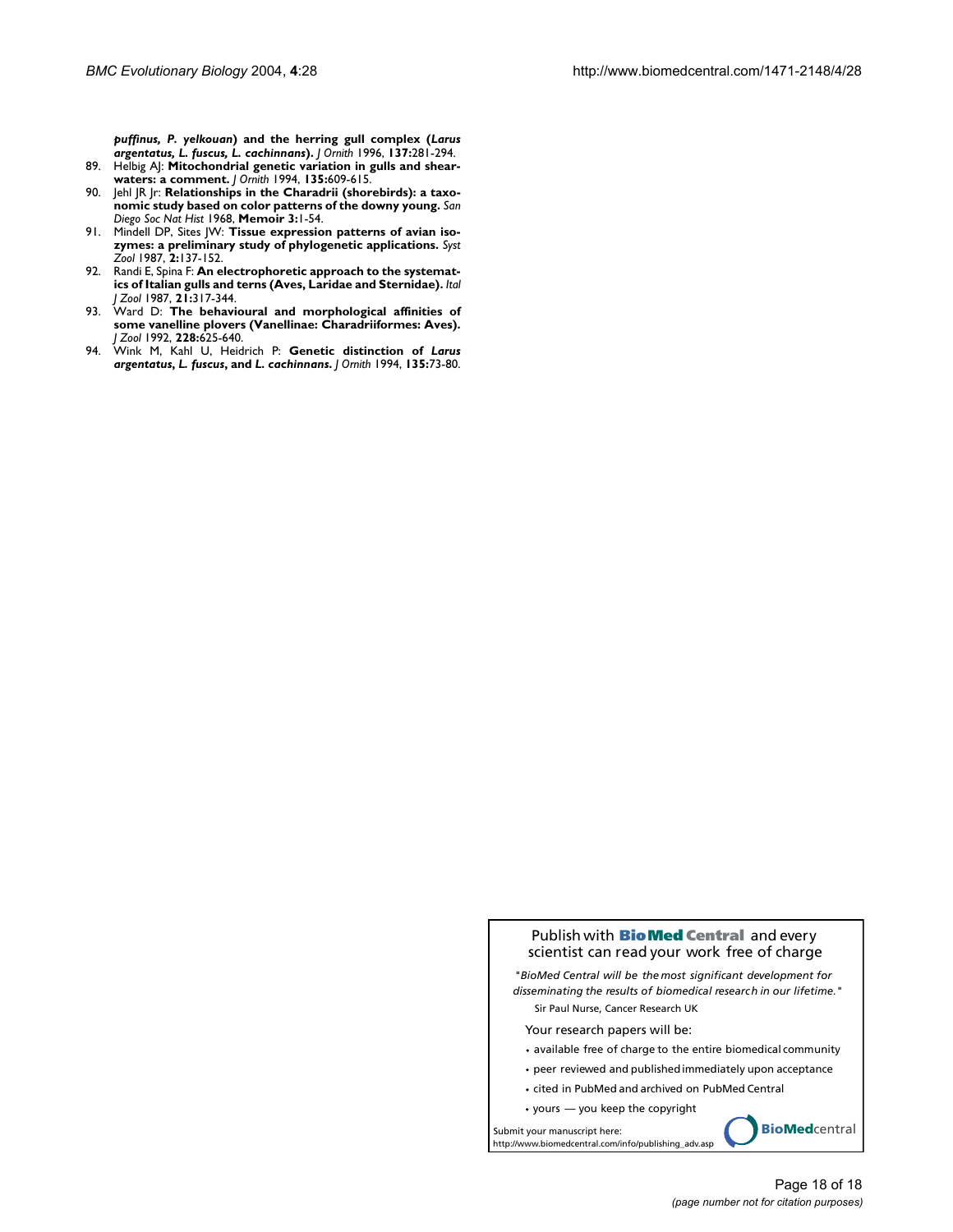***puffinus, P. yelkouan*) and the herring gull complex (*Larus argentatus, L. fuscus, L. cachinnans*).** *J Ornith* 1996, **137:**281-294.

89. Helbig AJ: **Mitochondrial genetic variation in gulls and shearwaters: a comment.** *J Ornith* 1994, **135:**609-615.
90. Jehl JR Jr: **Relationships in the Charadrii (shorebirds): a taxonomic study based on color patterns of the downy young.** *San Diego Soc Nat Hist* 1968, **Memoir 3:**1-54.
91. Mindell DP, Sites JW: **Tissue expression patterns of avian isozymes: a preliminary study of phylogenetic applications.** *Syst Zool* 1987, **2:**137-152.
92. Randi E, Spina F: **An electrophoretic approach to the systematics of Italian gulls and terns (Aves, Laridae and Sternidae).** *Ital J Zool* 1987, **21:**317-344.
93. Ward D: **The behavioural and morphological affinities of some vanelline plovers (Vanellinae: Charadriiformes: Aves).** *J Zool* 1992, **228:**625-640.
94. Wink M, Kahl U, Heidrich P: **Genetic distinction of *Larus argentatus*, *L. fuscus*, and *L. cachinnans*.** *J Ornith* 1994, **135:**73-80.

Publish with **BioMed Central** and every scientist can read your work free of charge

*"BioMed Central will be the most significant development for disseminating the results of biomedical research in our lifetime."*

Sir Paul Nurse, Cancer Research UK

Your research papers will be:

- available free of charge to the entire biomedical community
- peer reviewed and published immediately upon acceptance
- cited in PubMed and archived on PubMed Central
- yours — you keep the copyright

Submit your manuscript here:
http://www.biomedcentral.com/info/publishing_adv.asp

**BioMed**central